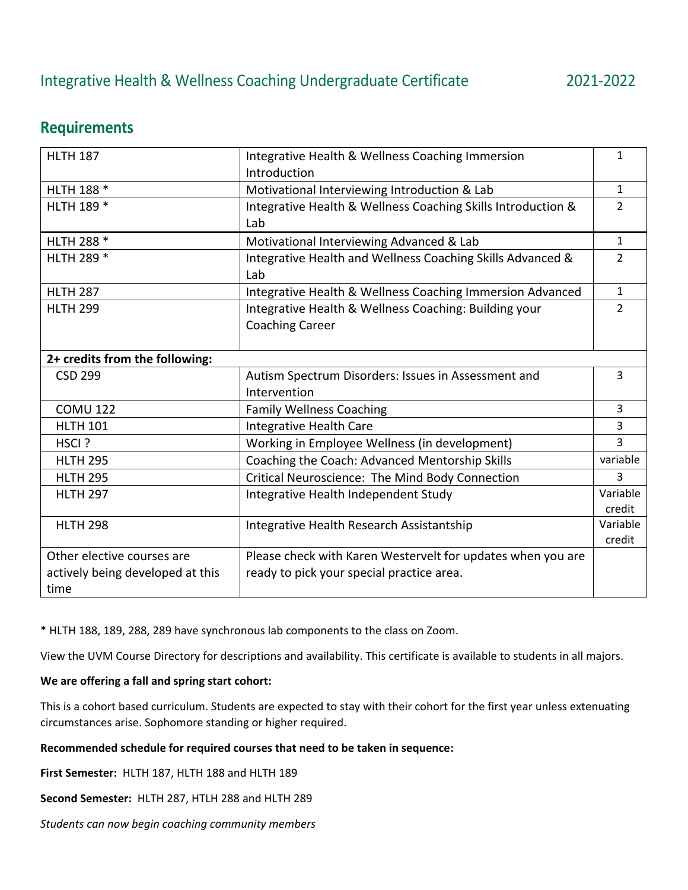# Integrative Health & Wellness Coaching Undergraduate Certificate 2021-2022

## Requirements

| Course | Title | Credits |
|---|---|---|
| HLTH 187 | Integrative Health & Wellness Coaching Immersion Introduction | 1 |
| HLTH 188 * | Motivational Interviewing Introduction & Lab | 1 |
| HLTH 189 * | Integrative Health & Wellness Coaching Skills Introduction & Lab | 2 |
| HLTH 288 * | Motivational Interviewing Advanced & Lab | 1 |
| HLTH 289 * | Integrative Health and Wellness Coaching Skills Advanced & Lab | 2 |
| HLTH 287 | Integrative Health & Wellness Coaching Immersion Advanced | 1 |
| HLTH 299 | Integrative Health & Wellness Coaching: Building your Coaching Career | 2 |
| **2+ credits from the following:** | | |
| CSD 299 | Autism Spectrum Disorders: Issues in Assessment and Intervention | 3 |
| COMU 122 | Family Wellness Coaching | 3 |
| HLTH 101 | Integrative Health Care | 3 |
| HSCI ? | Working in Employee Wellness (in development) | 3 |
| HLTH 295 | Coaching the Coach: Advanced Mentorship Skills | variable |
| HLTH 295 | Critical Neuroscience: The Mind Body Connection | 3 |
| HLTH 297 | Integrative Health Independent Study | Variable credit |
| HLTH 298 | Integrative Health Research Assistantship | Variable credit |
| Other elective courses are actively being developed at this time | Please check with Karen Westervelt for updates when you are ready to pick your special practice area. | |

* HLTH 188, 189, 288, 289 have synchronous lab components to the class on Zoom.

View the UVM Course Directory for descriptions and availability. This certificate is available to students in all majors.

**We are offering a fall and spring start cohort:**

This is a cohort based curriculum. Students are expected to stay with their cohort for the first year unless extenuating circumstances arise. Sophomore standing or higher required.

**Recommended schedule for required courses that need to be taken in sequence:**

**First Semester:** HLTH 187, HLTH 188 and HLTH 189

**Second Semester:** HLTH 287, HTLH 288 and HLTH 289

*Students can now begin coaching community members*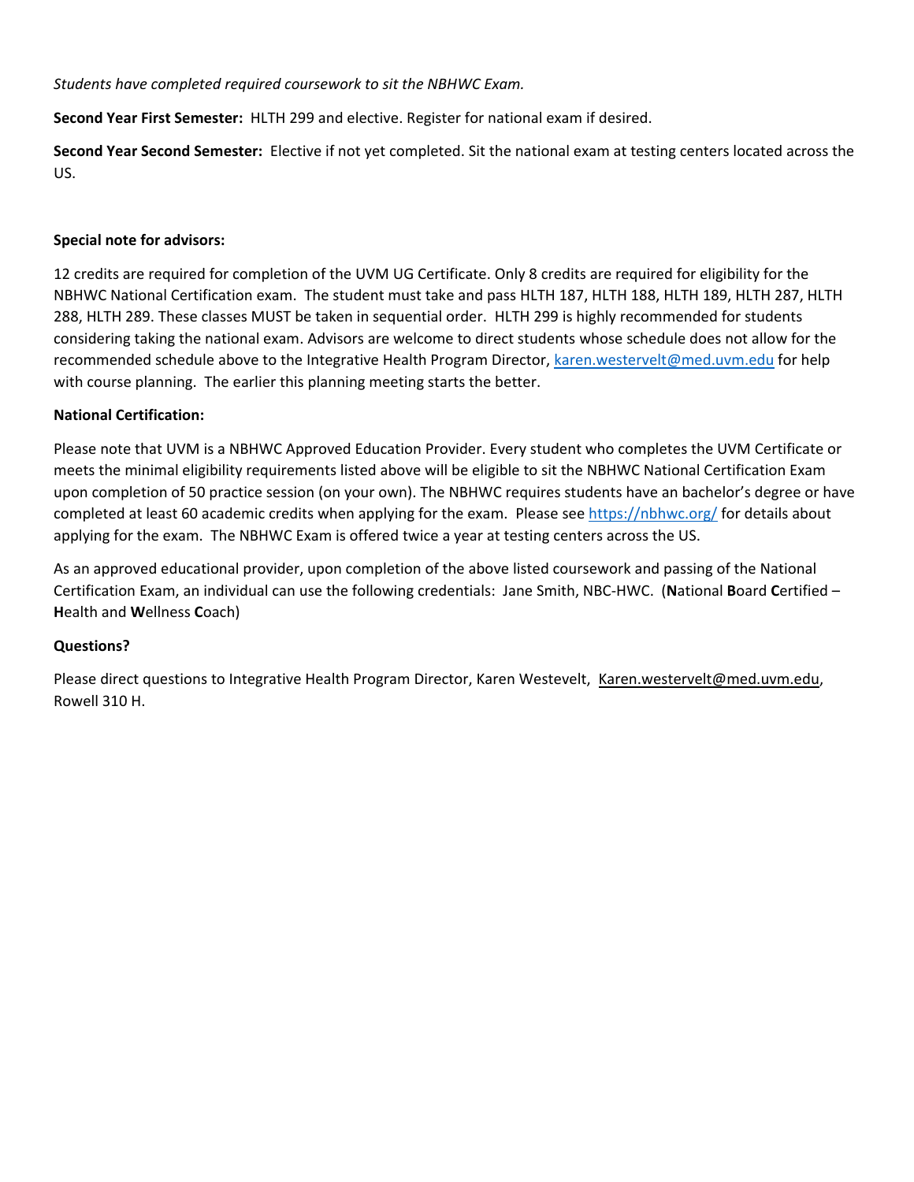*Students have completed required coursework to sit the NBHWC Exam.*

**Second Year First Semester:** HLTH 299 and elective. Register for national exam if desired.

**Second Year Second Semester:** Elective if not yet completed. Sit the national exam at testing centers located across the US.

**Special note for advisors:**

12 credits are required for completion of the UVM UG Certificate. Only 8 credits are required for eligibility for the NBHWC National Certification exam. The student must take and pass HLTH 187, HLTH 188, HLTH 189, HLTH 287, HLTH 288, HLTH 289. These classes MUST be taken in sequential order. HLTH 299 is highly recommended for students considering taking the national exam. Advisors are welcome to direct students whose schedule does not allow for the recommended schedule above to the Integrative Health Program Director, karen.westervelt@med.uvm.edu for help with course planning. The earlier this planning meeting starts the better.

**National Certification:**

Please note that UVM is a NBHWC Approved Education Provider. Every student who completes the UVM Certificate or meets the minimal eligibility requirements listed above will be eligible to sit the NBHWC National Certification Exam upon completion of 50 practice session (on your own). The NBHWC requires students have an bachelor's degree or have completed at least 60 academic credits when applying for the exam. Please see https://nbhwc.org/ for details about applying for the exam. The NBHWC Exam is offered twice a year at testing centers across the US.

As an approved educational provider, upon completion of the above listed coursework and passing of the National Certification Exam, an individual can use the following credentials: Jane Smith, NBC-HWC. (**N**ational **B**oard **C**ertified – **H**ealth and **W**ellness **C**oach)

**Questions?**

Please direct questions to Integrative Health Program Director, Karen Westevelt, Karen.westervelt@med.uvm.edu, Rowell 310 H.